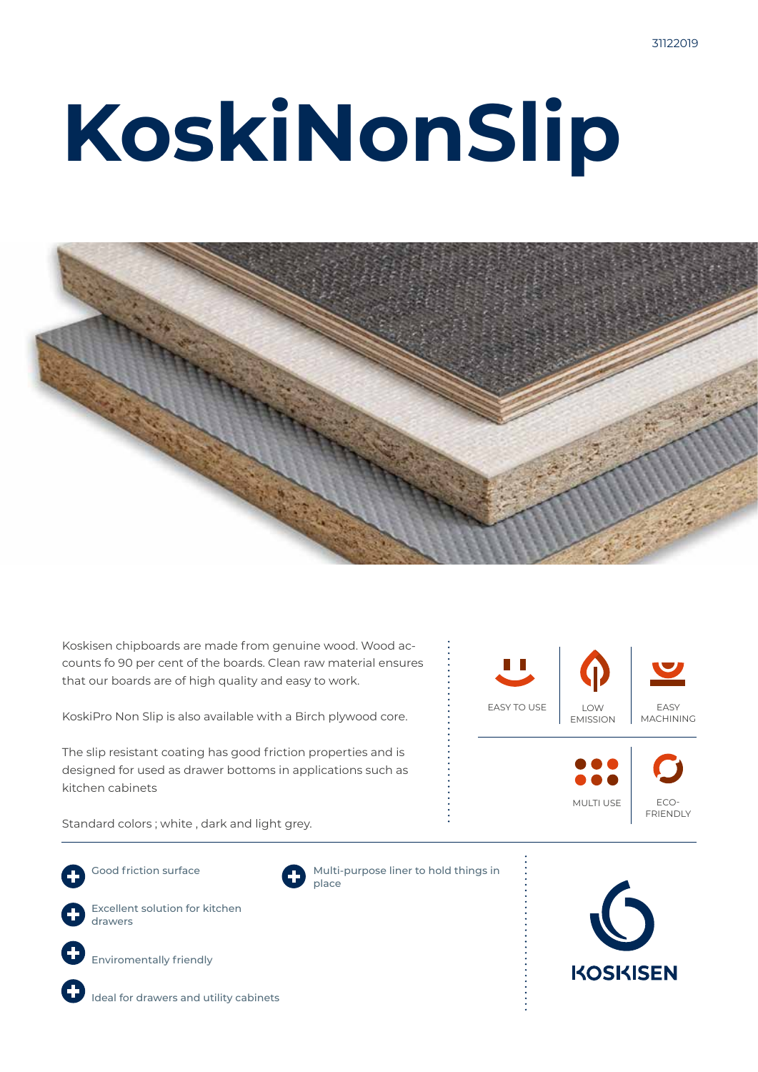# KoskiNonSlip

Koskisen chipboards are made from genuine wood. Wood accounts fo 90 per cent of the boards. Clean raw material ensures that our boards are of high quality and easy to work.

KoskiPro Non Slip is also available with a Birch plywood core.

The slip resistant coating has good friction properties and is designed for used as drawer bottoms in applications such as kitchen cabinets

Standard colors ; white , dark and light grey.

EASY TO USE | LOW EMISSION | EASY MACHINING | MULTI USE | ECO-FRIENDLY

- Good friction surface
- Excellent solution for kitchen drawers
- Enviromentally friendly
- Ideal for drawers and utility cabinets
- Multi-purpose liner to hold things in place

KOSKISEN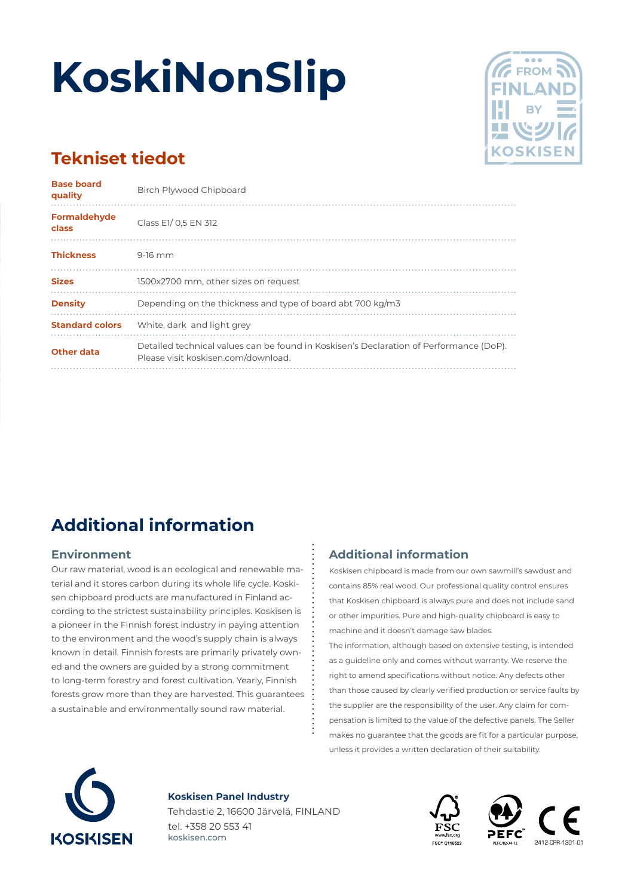# KoskiNonSlip

## Tekniset tiedot

| | |
|---|---|
| **Base board quality** | Birch Plywood Chipboard |
| **Formaldehyde class** | Class E1/ 0,5 EN 312 |
| **Thickness** | 9-16 mm |
| **Sizes** | 1500x2700 mm, other sizes on request |
| **Density** | Depending on the thickness and type of board abt 700 kg/m3 |
| **Standard colors** | White, dark and light grey |
| **Other data** | Detailed technical values can be found in Koskisen's Declaration of Performance (DoP). Please visit koskisen.com/download. |

## Additional information

### Environment

Our raw material, wood is an ecological and renewable material and it stores carbon during its whole life cycle. Koskisen chipboard products are manufactured in Finland according to the strictest sustainability principles. Koskisen is a pioneer in the Finnish forest industry in paying attention to the environment and the wood's supply chain is always known in detail. Finnish forests are primarily privately owned and the owners are guided by a strong commitment to long-term forestry and forest cultivation. Yearly, Finnish forests grow more than they are harvested. This guarantees a sustainable and environmentally sound raw material.

### Additional information

Koskisen chipboard is made from our own sawmill's sawdust and contains 85% real wood. Our professional quality control ensures that Koskisen chipboard is always pure and does not include sand or other impurities. Pure and high-quality chipboard is easy to machine and it doesn't damage saw blades.

The information, although based on extensive testing, is intended as a guideline only and comes without warranty. We reserve the right to amend specifications without notice. Any defects other than those caused by clearly verified production or service faults by the supplier are the responsibility of the user. Any claim for compensation is limited to the value of the defective panels. The Seller makes no guarantee that the goods are fit for a particular purpose, unless it provides a written declaration of their suitability.

**Koskisen Panel Industry**
Tehdastie 2, 16600 Järvelä, FINLAND
tel. +358 20 553 41
koskisen.com

FSC® C116522
PEFC/02-34-12
2412-CPR-1301-01